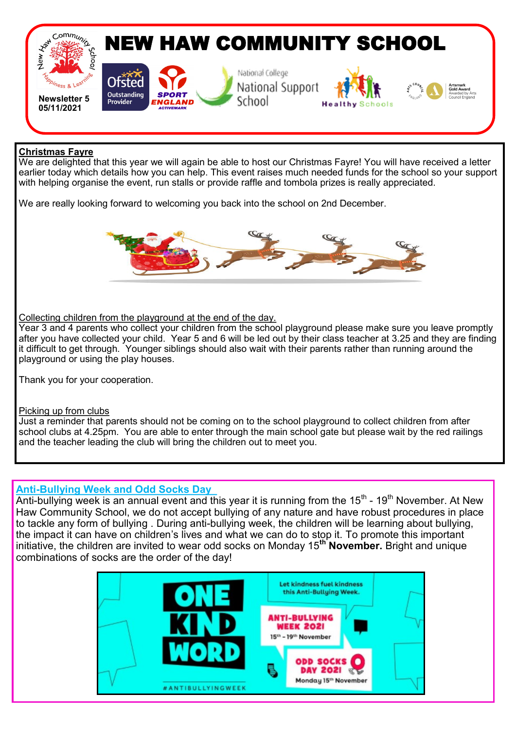# NEW HAW COMMUNITY SCHOOL

**Newsletter 5**
**05/11/2021**

## Christmas Fayre

We are delighted that this year we will again be able to host our Christmas Fayre! You will have received a letter earlier today which details how you can help. This event raises much needed funds for the school so your support with helping organise the event, run stalls or provide raffle and tombola prizes is really appreciated.

We are really looking forward to welcoming you back into the school on 2nd December.

### Collecting children from the playground at the end of the day.

Year 3 and 4 parents who collect your children from the school playground please make sure you leave promptly after you have collected your child. Year 5 and 6 will be led out by their class teacher at 3.25 and they are finding it difficult to get through. Younger siblings should also wait with their parents rather than running around the playground or using the play houses.

Thank you for your cooperation.

### Picking up from clubs

Just a reminder that parents should not be coming on to the school playground to collect children from after school clubs at 4.25pm. You are able to enter through the main school gate but please wait by the red railings and the teacher leading the club will bring the children out to meet you.

## Anti-Bullying Week and Odd Socks Day

Anti-bullying week is an annual event and this year it is running from the 15th - 19th November. At New Haw Community School, we do not accept bullying of any nature and have robust procedures in place to tackle any form of bullying . During anti-bullying week, the children will be learning about bullying, the impact it can have on children's lives and what we can do to stop it. To promote this important initiative, the children are invited to wear odd socks on Monday 15th **November.** Bright and unique combinations of socks are the order of the day!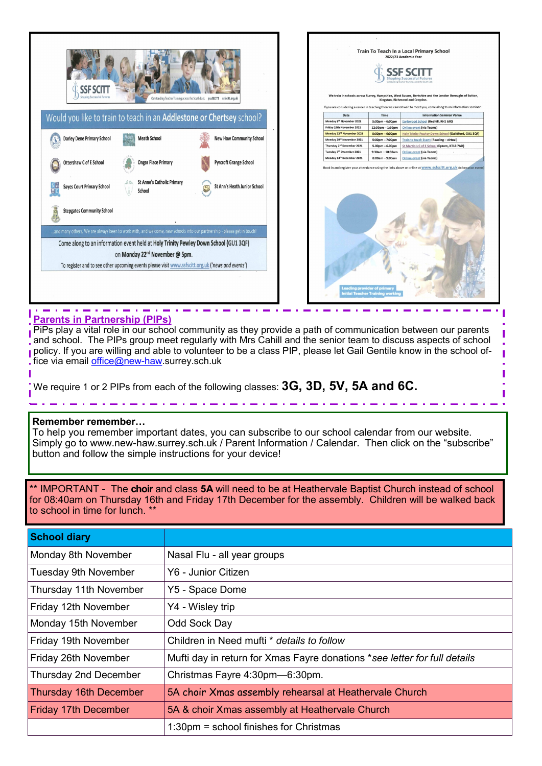Would you like to train to teach in an **Addlestone or Chertsey** school?

Darley Dene Primary School
Meath School
New Haw Community School
Ottershaw C of E School
Ongar Place Primary
Pyrcroft Grange School
Sayes Court Primary School
St Anne's Catholic Primary School
St Ann's Heath Junior School
Stepgates Community School

...and many others. We are always keen to work with, and welcome, new schools into our partnership - please get in touch!

Come along to an information event held at **Holy Trinity Pewley Down School (GU1 3QF)** on **Monday 22nd November @ 5pm.**

To register and to see other upcoming events please visit www.ssfscitt.org.uk ('*news and events*')

Train To Teach In a Local Primary School
2022/23 Academic Year

SSF SCITT
Shaping Successful Futures

We train in schools across Surrey, Hampshire, West Sussex, Berkshire and the London Boroughs of Sutton, Kingston, Richmond and Croydon.

If you are considering a career in teaching then we cannot wait to meet you, come along to an information seminar:

| Date | Time | Information Seminar Venue |
|---|---|---|
| Monday 8th November 2021 | 5:00pm – 6:00pm | Earlswood School (Redhill, RH1 6JX) |
| Friday 19th November 2021 | 12:30pm – 1:30pm | Online event (via Teams) |
| Monday 22nd November 2021 | 5:00pm – 6:00pm | Holy Trinity Pewley Down School (Guildford, GU1 3QF) |
| Monday 29th November 2021 | 5:00pm – 7:00pm | Train to teach Event (Reading – virtual) |
| Thursday 2nd December 2021 | 5.00pm – 6.00pm | St Martin's C of E School (Epsom, KT18 7AD) |
| Tuesday 7th December 2021 | 9:30am – 10:30am | Online event (via Teams) |
| Monday 13th December 2021 | 8:00am – 9:00am | Online event (via Teams) |

Book in and register your attendance using the links above or online at www.ssfscitt.org.uk (information events)

Leading provider of primary Initial Teacher Training working

## Parents in Partnership (PIPs)

PiPs play a vital role in our school community as they provide a path of communication between our parents and school. The PIPs group meet regularly with Mrs Cahill and the senior team to discuss aspects of school policy. If you are willing and able to volunteer to be a class PIP, please let Gail Gentile know in the school office via email office@new-haw.surrey.sch.uk

We require 1 or 2 PIPs from each of the following classes: **3G, 3D, 5V, 5A and 6C.**

**Remember remember…**
To help you remember important dates, you can subscribe to our school calendar from our website. Simply go to www.new-haw.surrey.sch.uk / Parent Information / Calendar. Then click on the "subscribe" button and follow the simple instructions for your device!

** IMPORTANT - The **choir** and class **5A** will need to be at Heathervale Baptist Church instead of school for 08:40am on Thursday 16th and Friday 17th December for the assembly. Children will be walked back to school in time for lunch. **

| School diary | |
|---|---|
| Monday 8th November | Nasal Flu - all year groups |
| Tuesday 9th November | Y6 - Junior Citizen |
| Thursday 11th November | Y5 - Space Dome |
| Friday 12th November | Y4 - Wisley trip |
| Monday 15th November | Odd Sock Day |
| Friday 19th November | Children in Need mufti * *details to follow* |
| Friday 26th November | Mufti day in return for Xmas Fayre donations **see letter for full details* |
| Thursday 2nd December | Christmas Fayre 4:30pm—6:30pm. |
| Thursday 16th December | 5A choir Xmas assembly rehearsal at Heathervale Church |
| Friday 17th December | 5A & choir Xmas assembly at Heathervale Church |
| | 1:30pm = school finishes for Christmas |